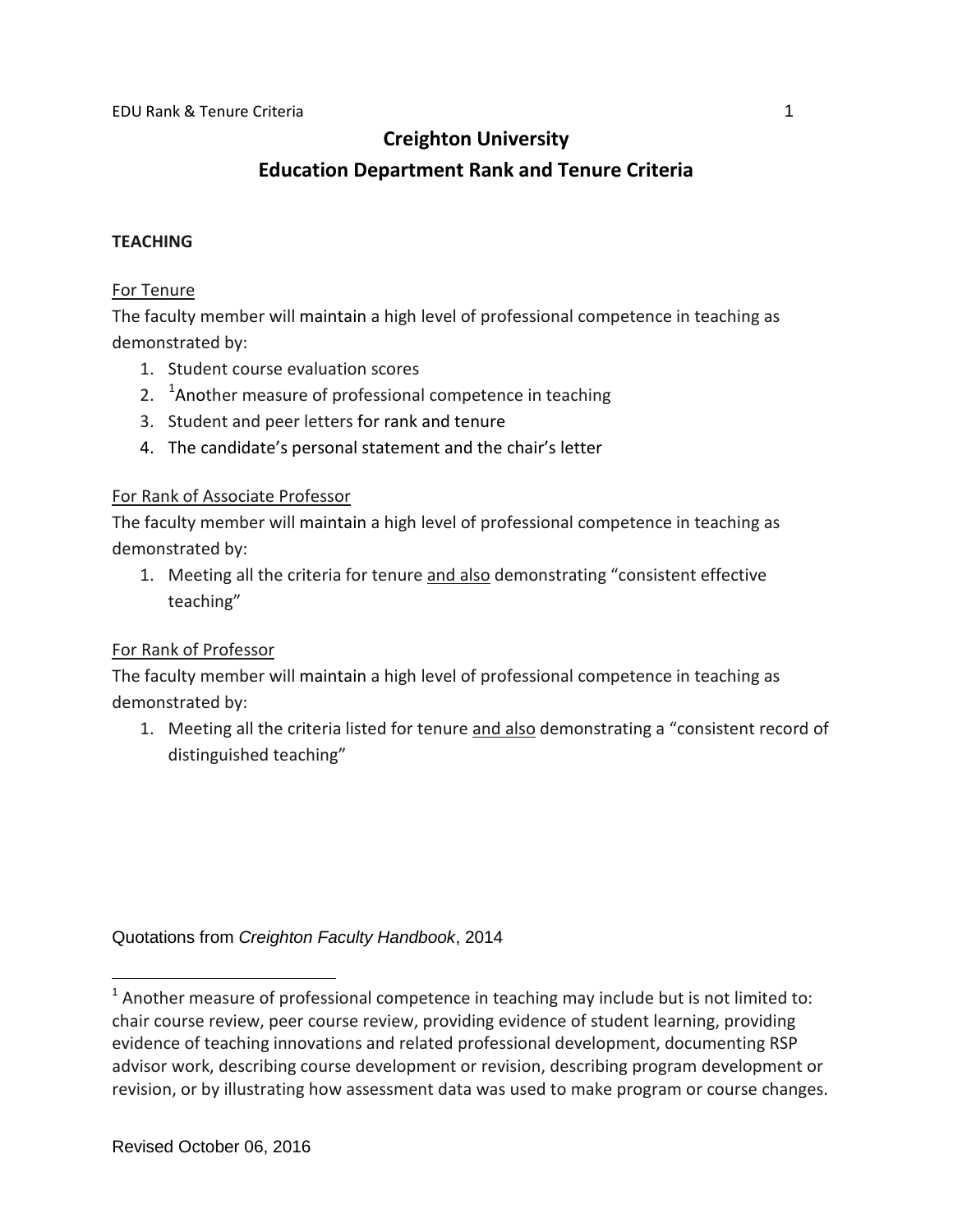# Creighton University

## Education Department Rank and Tenure Criteria

**TEACHING**

For Tenure

The faculty member will maintain a high level of professional competence in teaching as demonstrated by:

1. Student course evaluation scores
2. [1]Another measure of professional competence in teaching
3. Student and peer letters for rank and tenure
4. The candidate's personal statement and the chair's letter

For Rank of Associate Professor

The faculty member will maintain a high level of professional competence in teaching as demonstrated by:

1. Meeting all the criteria for tenure and also demonstrating "consistent effective teaching"

For Rank of Professor

The faculty member will maintain a high level of professional competence in teaching as demonstrated by:

1. Meeting all the criteria listed for tenure and also demonstrating a "consistent record of distinguished teaching"

Quotations from *Creighton Faculty Handbook*, 2014

[1] Another measure of professional competence in teaching may include but is not limited to: chair course review, peer course review, providing evidence of student learning, providing evidence of teaching innovations and related professional development, documenting RSP advisor work, describing course development or revision, describing program development or revision, or by illustrating how assessment data was used to make program or course changes.

Revised October 06, 2016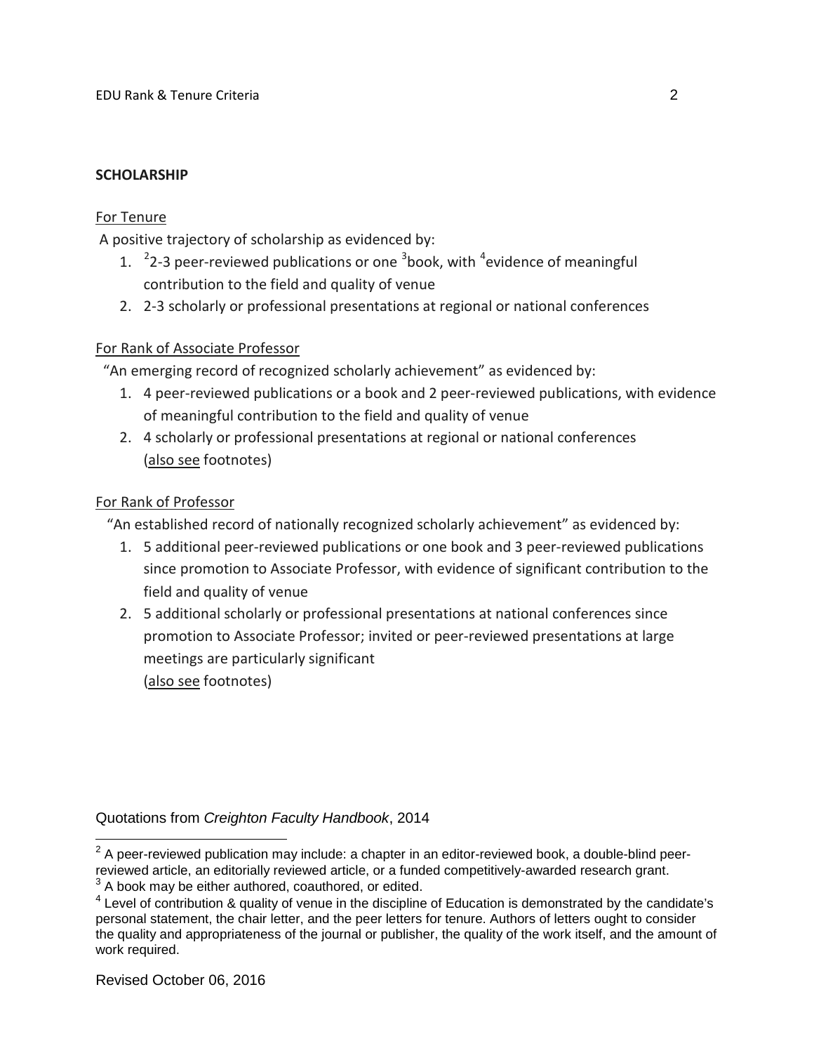## SCHOLARSHIP

For Tenure

A positive trajectory of scholarship as evidenced by:

1. [2]2-3 peer-reviewed publications or one [3]book, with [4]evidence of meaningful contribution to the field and quality of venue
2. 2-3 scholarly or professional presentations at regional or national conferences

For Rank of Associate Professor

"An emerging record of recognized scholarly achievement" as evidenced by:

1. 4 peer-reviewed publications or a book and 2 peer-reviewed publications, with evidence of meaningful contribution to the field and quality of venue
2. 4 scholarly or professional presentations at regional or national conferences (also see footnotes)

For Rank of Professor

"An established record of nationally recognized scholarly achievement" as evidenced by:

1. 5 additional peer-reviewed publications or one book and 3 peer-reviewed publications since promotion to Associate Professor, with evidence of significant contribution to the field and quality of venue
2. 5 additional scholarly or professional presentations at national conferences since promotion to Associate Professor; invited or peer-reviewed presentations at large meetings are particularly significant (also see footnotes)

Quotations from *Creighton Faculty Handbook*, 2014

[2] A peer-reviewed publication may include: a chapter in an editor-reviewed book, a double-blind peer-reviewed article, an editorially reviewed article, or a funded competitively-awarded research grant.

[3] A book may be either authored, coauthored, or edited.

[4] Level of contribution & quality of venue in the discipline of Education is demonstrated by the candidate's personal statement, the chair letter, and the peer letters for tenure. Authors of letters ought to consider the quality and appropriateness of the journal or publisher, the quality of the work itself, and the amount of work required.

Revised October 06, 2016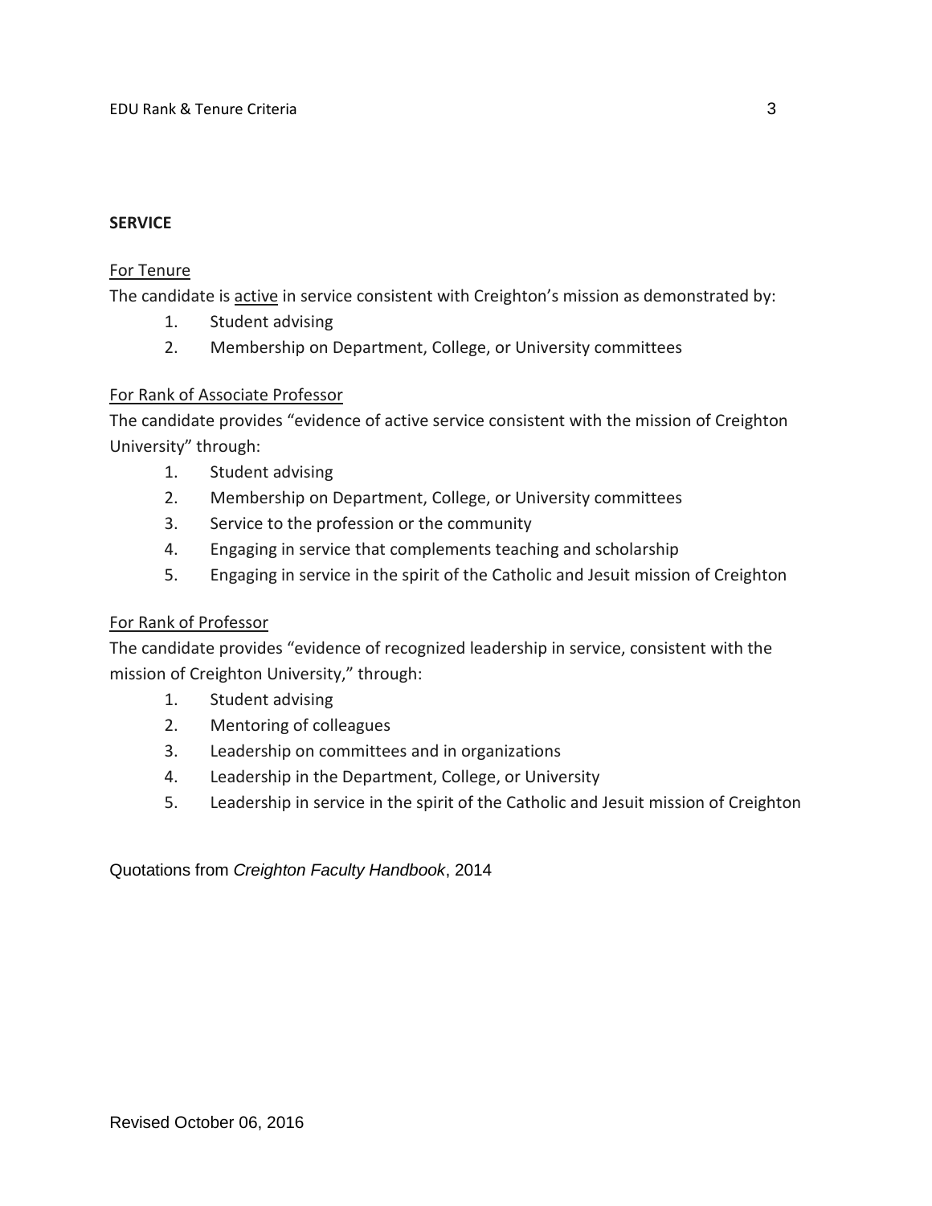**SERVICE**

For Tenure

The candidate is active in service consistent with Creighton's mission as demonstrated by:

1. Student advising
2. Membership on Department, College, or University committees

For Rank of Associate Professor

The candidate provides "evidence of active service consistent with the mission of Creighton University" through:

1. Student advising
2. Membership on Department, College, or University committees
3. Service to the profession or the community
4. Engaging in service that complements teaching and scholarship
5. Engaging in service in the spirit of the Catholic and Jesuit mission of Creighton

For Rank of Professor

The candidate provides "evidence of recognized leadership in service, consistent with the mission of Creighton University," through:

1. Student advising
2. Mentoring of colleagues
3. Leadership on committees and in organizations
4. Leadership in the Department, College, or University
5. Leadership in service in the spirit of the Catholic and Jesuit mission of Creighton

Quotations from *Creighton Faculty Handbook*, 2014

Revised October 06, 2016